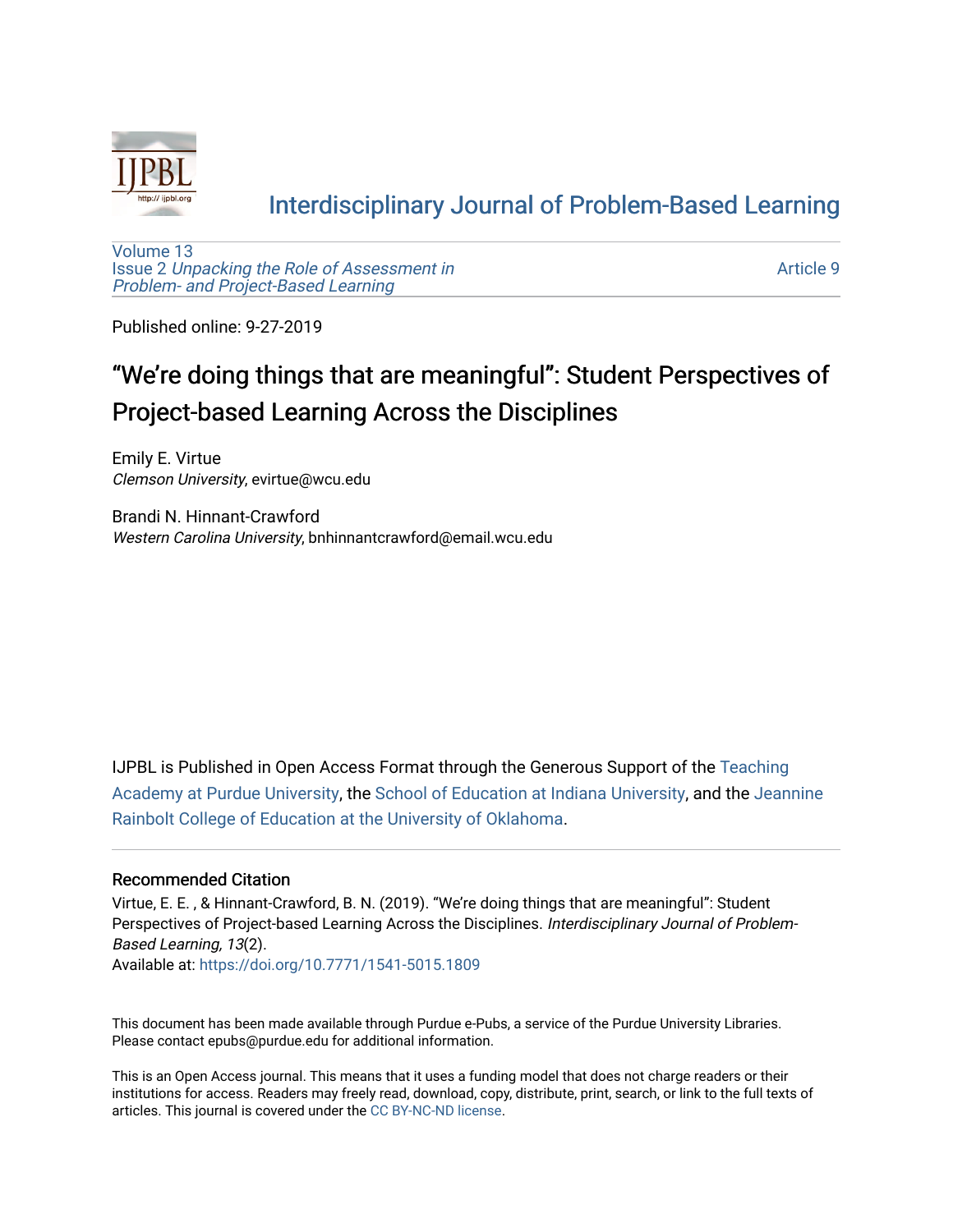# Interdisciplinary Journal of Problem-Based Learning

Volume 13
Issue 2 *Unpacking the Role of Assessment in Problem- and Project-Based Learning*

Article 9

Published online: 9-27-2019

## "We're doing things that are meaningful": Student Perspectives of Project-based Learning Across the Disciplines

Emily E. Virtue
*Clemson University*, evirtue@wcu.edu

Brandi N. Hinnant-Crawford
*Western Carolina University*, bnhinnantcrawford@email.wcu.edu

IJPBL is Published in Open Access Format through the Generous Support of the Teaching Academy at Purdue University, the School of Education at Indiana University, and the Jeannine Rainbolt College of Education at the University of Oklahoma.

### Recommended Citation

Virtue, E. E. , & Hinnant-Crawford, B. N. (2019). "We're doing things that are meaningful": Student Perspectives of Project-based Learning Across the Disciplines. *Interdisciplinary Journal of Problem-Based Learning, 13*(2).
Available at: https://doi.org/10.7771/1541-5015.1809

This document has been made available through Purdue e-Pubs, a service of the Purdue University Libraries. Please contact epubs@purdue.edu for additional information.

This is an Open Access journal. This means that it uses a funding model that does not charge readers or their institutions for access. Readers may freely read, download, copy, distribute, print, search, or link to the full texts of articles. This journal is covered under the CC BY-NC-ND license.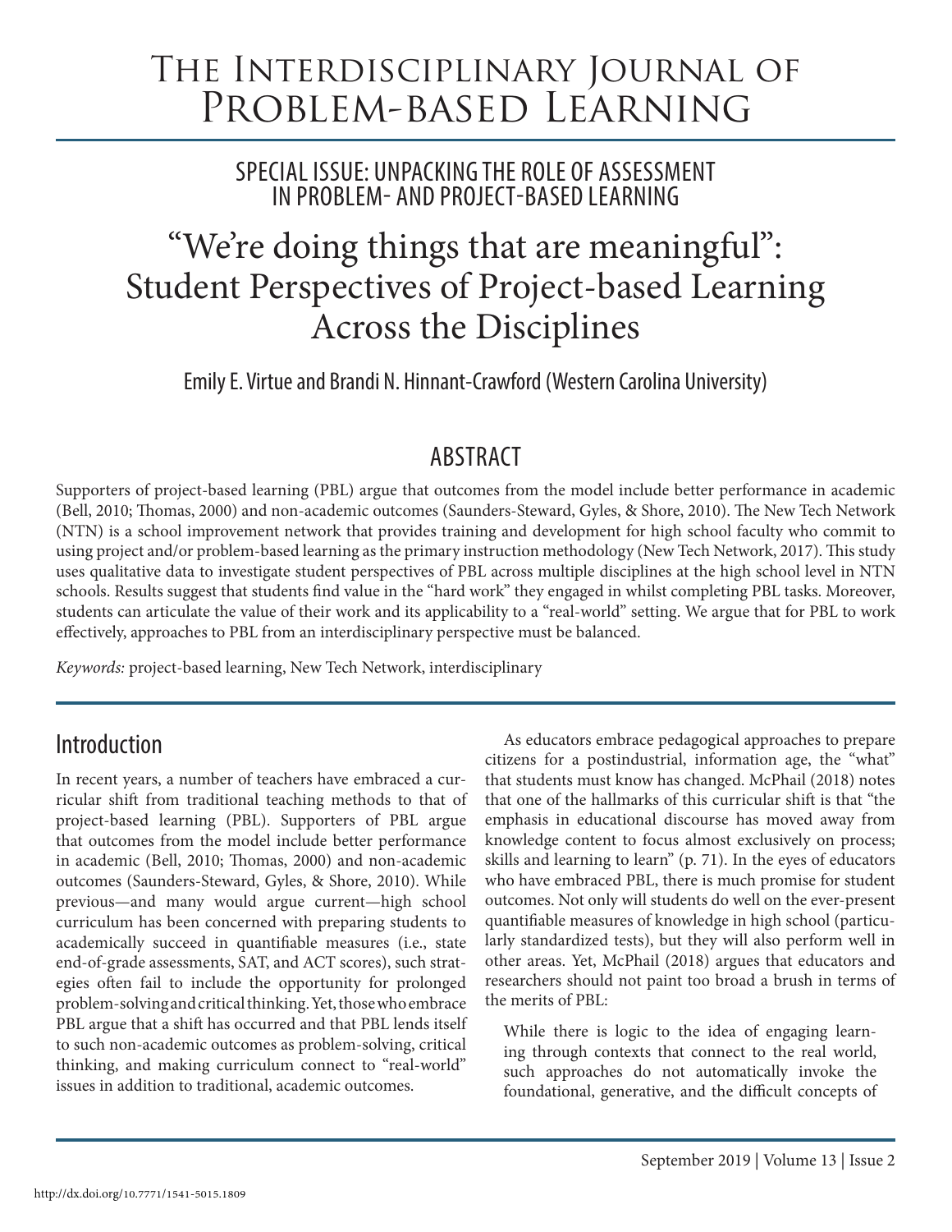# The Interdisciplinary Journal of Problem-based Learning

## Special Issue: Unpacking the Role of Assessment in Problem- and Project-based Learning

# "We're doing things that are meaningful": Student Perspectives of Project-based Learning Across the Disciplines

Emily E. Virtue and Brandi N. Hinnant-Crawford (Western Carolina University)

## Abstract

Supporters of project-based learning (PBL) argue that outcomes from the model include better performance in academic (Bell, 2010; Thomas, 2000) and non-academic outcomes (Saunders-Steward, Gyles, & Shore, 2010). The New Tech Network (NTN) is a school improvement network that provides training and development for high school faculty who commit to using project and/or problem-based learning as the primary instruction methodology (New Tech Network, 2017). This study uses qualitative data to investigate student perspectives of PBL across multiple disciplines at the high school level in NTN schools. Results suggest that students find value in the "hard work" they engaged in whilst completing PBL tasks. Moreover, students can articulate the value of their work and its applicability to a "real-world" setting. We argue that for PBL to work effectively, approaches to PBL from an interdisciplinary perspective must be balanced.

*Keywords:* project-based learning, New Tech Network, interdisciplinary

## Introduction

In recent years, a number of teachers have embraced a curricular shift from traditional teaching methods to that of project-based learning (PBL). Supporters of PBL argue that outcomes from the model include better performance in academic (Bell, 2010; Thomas, 2000) and non-academic outcomes (Saunders-Steward, Gyles, & Shore, 2010). While previous—and many would argue current—high school curriculum has been concerned with preparing students to academically succeed in quantifiable measures (i.e., state end-of-grade assessments, SAT, and ACT scores), such strategies often fail to include the opportunity for prolonged problem-solving and critical thinking. Yet, those who embrace PBL argue that a shift has occurred and that PBL lends itself to such non-academic outcomes as problem-solving, critical thinking, and making curriculum connect to "real-world" issues in addition to traditional, academic outcomes.

As educators embrace pedagogical approaches to prepare citizens for a postindustrial, information age, the "what" that students must know has changed. McPhail (2018) notes that one of the hallmarks of this curricular shift is that "the emphasis in educational discourse has moved away from knowledge content to focus almost exclusively on process; skills and learning to learn" (p. 71). In the eyes of educators who have embraced PBL, there is much promise for student outcomes. Not only will students do well on the ever-present quantifiable measures of knowledge in high school (particularly standardized tests), but they will also perform well in other areas. Yet, McPhail (2018) argues that educators and researchers should not paint too broad a brush in terms of the merits of PBL:

> While there is logic to the idea of engaging learning through contexts that connect to the real world, such approaches do not automatically invoke the foundational, generative, and the difficult concepts of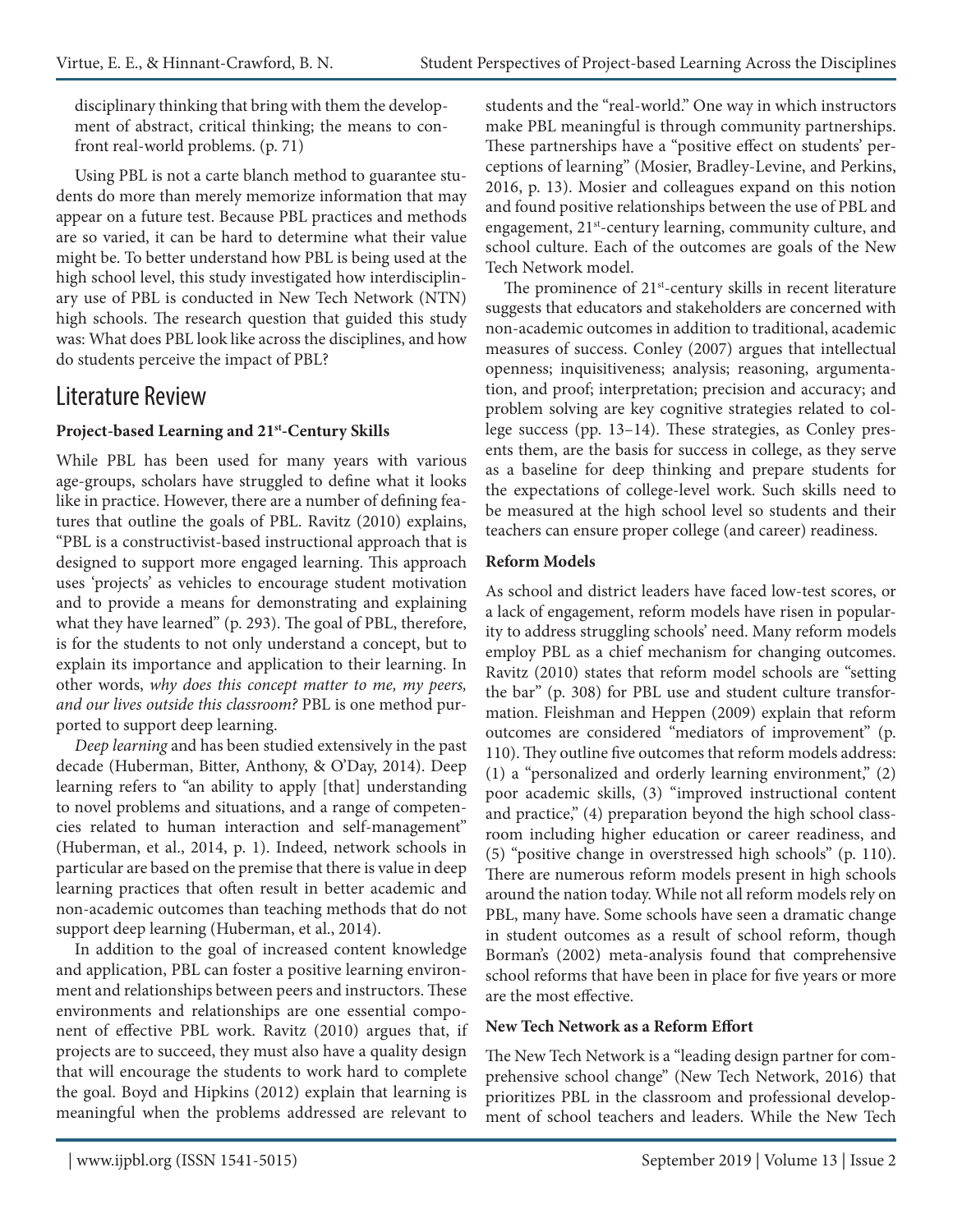disciplinary thinking that bring with them the development of abstract, critical thinking; the means to confront real-world problems. (p. 71)

Using PBL is not a carte blanch method to guarantee students do more than merely memorize information that may appear on a future test. Because PBL practices and methods are so varied, it can be hard to determine what their value might be. To better understand how PBL is being used at the high school level, this study investigated how interdisciplinary use of PBL is conducted in New Tech Network (NTN) high schools. The research question that guided this study was: What does PBL look like across the disciplines, and how do students perceive the impact of PBL?

## Literature Review

### Project-based Learning and 21st-Century Skills

While PBL has been used for many years with various age-groups, scholars have struggled to define what it looks like in practice. However, there are a number of defining features that outline the goals of PBL. Ravitz (2010) explains, "PBL is a constructivist-based instructional approach that is designed to support more engaged learning. This approach uses 'projects' as vehicles to encourage student motivation and to provide a means for demonstrating and explaining what they have learned" (p. 293). The goal of PBL, therefore, is for the students to not only understand a concept, but to explain its importance and application to their learning. In other words, *why does this concept matter to me, my peers, and our lives outside this classroom?* PBL is one method purported to support deep learning.

*Deep learning* and has been studied extensively in the past decade (Huberman, Bitter, Anthony, & O'Day, 2014). Deep learning refers to "an ability to apply [that] understanding to novel problems and situations, and a range of competencies related to human interaction and self-management" (Huberman, et al., 2014, p. 1). Indeed, network schools in particular are based on the premise that there is value in deep learning practices that often result in better academic and non-academic outcomes than teaching methods that do not support deep learning (Huberman, et al., 2014).

In addition to the goal of increased content knowledge and application, PBL can foster a positive learning environment and relationships between peers and instructors. These environments and relationships are one essential component of effective PBL work. Ravitz (2010) argues that, if projects are to succeed, they must also have a quality design that will encourage the students to work hard to complete the goal. Boyd and Hipkins (2012) explain that learning is meaningful when the problems addressed are relevant to students and the "real-world." One way in which instructors make PBL meaningful is through community partnerships. These partnerships have a "positive effect on students' perceptions of learning" (Mosier, Bradley-Levine, and Perkins, 2016, p. 13). Mosier and colleagues expand on this notion and found positive relationships between the use of PBL and engagement, 21st-century learning, community culture, and school culture. Each of the outcomes are goals of the New Tech Network model.

The prominence of 21st-century skills in recent literature suggests that educators and stakeholders are concerned with non-academic outcomes in addition to traditional, academic measures of success. Conley (2007) argues that intellectual openness; inquisitiveness; analysis; reasoning, argumentation, and proof; interpretation; precision and accuracy; and problem solving are key cognitive strategies related to college success (pp. 13–14). These strategies, as Conley presents them, are the basis for success in college, as they serve as a baseline for deep thinking and prepare students for the expectations of college-level work. Such skills need to be measured at the high school level so students and their teachers can ensure proper college (and career) readiness.

### Reform Models

As school and district leaders have faced low-test scores, or a lack of engagement, reform models have risen in popularity to address struggling schools' need. Many reform models employ PBL as a chief mechanism for changing outcomes. Ravitz (2010) states that reform model schools are "setting the bar" (p. 308) for PBL use and student culture transformation. Fleishman and Heppen (2009) explain that reform outcomes are considered "mediators of improvement" (p. 110). They outline five outcomes that reform models address: (1) a "personalized and orderly learning environment," (2) poor academic skills, (3) "improved instructional content and practice," (4) preparation beyond the high school classroom including higher education or career readiness, and (5) "positive change in overstressed high schools" (p. 110). There are numerous reform models present in high schools around the nation today. While not all reform models rely on PBL, many have. Some schools have seen a dramatic change in student outcomes as a result of school reform, though Borman's (2002) meta-analysis found that comprehensive school reforms that have been in place for five years or more are the most effective.

### New Tech Network as a Reform Effort

The New Tech Network is a "leading design partner for comprehensive school change" (New Tech Network, 2016) that prioritizes PBL in the classroom and professional development of school teachers and leaders. While the New Tech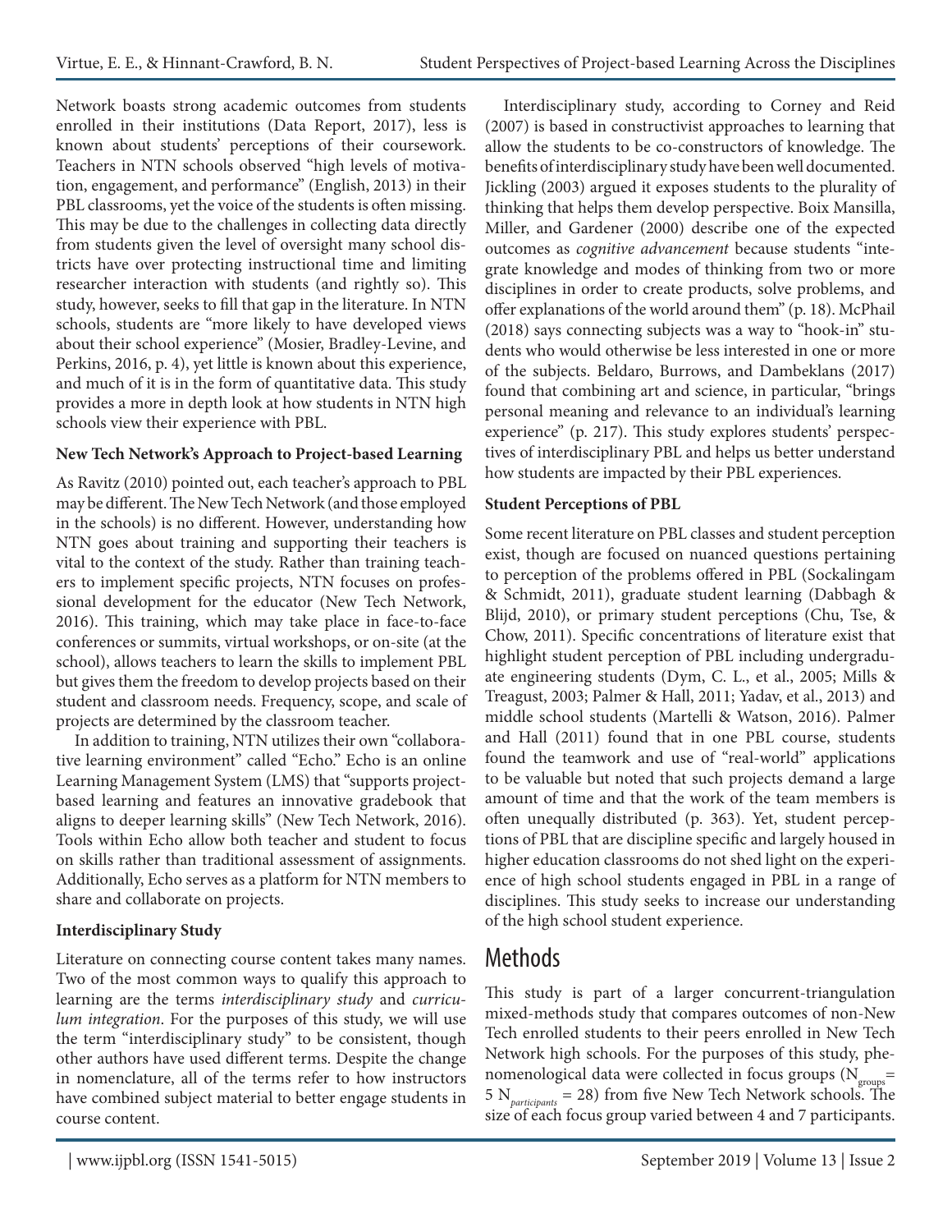Network boasts strong academic outcomes from students enrolled in their institutions (Data Report, 2017), less is known about students' perceptions of their coursework. Teachers in NTN schools observed "high levels of motivation, engagement, and performance" (English, 2013) in their PBL classrooms, yet the voice of the students is often missing. This may be due to the challenges in collecting data directly from students given the level of oversight many school districts have over protecting instructional time and limiting researcher interaction with students (and rightly so). This study, however, seeks to fill that gap in the literature. In NTN schools, students are "more likely to have developed views about their school experience" (Mosier, Bradley-Levine, and Perkins, 2016, p. 4), yet little is known about this experience, and much of it is in the form of quantitative data. This study provides a more in depth look at how students in NTN high schools view their experience with PBL.

**New Tech Network's Approach to Project-based Learning**

As Ravitz (2010) pointed out, each teacher's approach to PBL may be different. The New Tech Network (and those employed in the schools) is no different. However, understanding how NTN goes about training and supporting their teachers is vital to the context of the study. Rather than training teachers to implement specific projects, NTN focuses on professional development for the educator (New Tech Network, 2016). This training, which may take place in face-to-face conferences or summits, virtual workshops, or on-site (at the school), allows teachers to learn the skills to implement PBL but gives them the freedom to develop projects based on their student and classroom needs. Frequency, scope, and scale of projects are determined by the classroom teacher.

In addition to training, NTN utilizes their own "collaborative learning environment" called "Echo." Echo is an online Learning Management System (LMS) that "supports project-based learning and features an innovative gradebook that aligns to deeper learning skills" (New Tech Network, 2016). Tools within Echo allow both teacher and student to focus on skills rather than traditional assessment of assignments. Additionally, Echo serves as a platform for NTN members to share and collaborate on projects.

**Interdisciplinary Study**

Literature on connecting course content takes many names. Two of the most common ways to qualify this approach to learning are the terms *interdisciplinary study* and *curriculum integration*. For the purposes of this study, we will use the term "interdisciplinary study" to be consistent, though other authors have used different terms. Despite the change in nomenclature, all of the terms refer to how instructors have combined subject material to better engage students in course content.

Interdisciplinary study, according to Corney and Reid (2007) is based in constructivist approaches to learning that allow the students to be co-constructors of knowledge. The benefits of interdisciplinary study have been well documented. Jickling (2003) argued it exposes students to the plurality of thinking that helps them develop perspective. Boix Mansilla, Miller, and Gardener (2000) describe one of the expected outcomes as *cognitive advancement* because students "integrate knowledge and modes of thinking from two or more disciplines in order to create products, solve problems, and offer explanations of the world around them" (p. 18). McPhail (2018) says connecting subjects was a way to "hook-in" students who would otherwise be less interested in one or more of the subjects. Beldaro, Burrows, and Dambeklans (2017) found that combining art and science, in particular, "brings personal meaning and relevance to an individual's learning experience" (p. 217). This study explores students' perspectives of interdisciplinary PBL and helps us better understand how students are impacted by their PBL experiences.

**Student Perceptions of PBL**

Some recent literature on PBL classes and student perception exist, though are focused on nuanced questions pertaining to perception of the problems offered in PBL (Sockalingam & Schmidt, 2011), graduate student learning (Dabbagh & Blijd, 2010), or primary student perceptions (Chu, Tse, & Chow, 2011). Specific concentrations of literature exist that highlight student perception of PBL including undergraduate engineering students (Dym, C. L., et al., 2005; Mills & Treagust, 2003; Palmer & Hall, 2011; Yadav, et al., 2013) and middle school students (Martelli & Watson, 2016). Palmer and Hall (2011) found that in one PBL course, students found the teamwork and use of "real-world" applications to be valuable but noted that such projects demand a large amount of time and that the work of the team members is often unequally distributed (p. 363). Yet, student perceptions of PBL that are discipline specific and largely housed in higher education classrooms do not shed light on the experience of high school students engaged in PBL in a range of disciplines. This study seeks to increase our understanding of the high school student experience.

# Methods

This study is part of a larger concurrent-triangulation mixed-methods study that compares outcomes of non-New Tech enrolled students to their peers enrolled in New Tech Network high schools. For the purposes of this study, phenomenological data were collected in focus groups ($N_{groups}$= 5 $N_{participants}$ = 28) from five New Tech Network schools. The size of each focus group varied between 4 and 7 participants.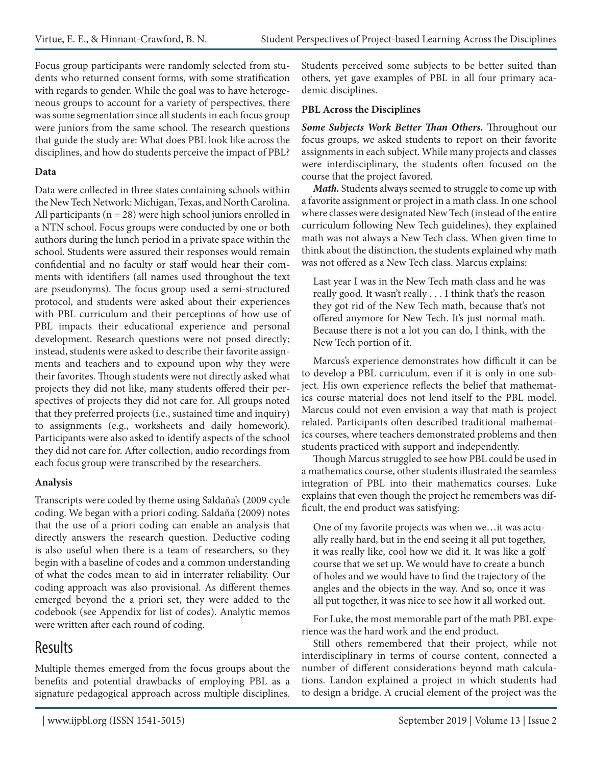Focus group participants were randomly selected from students who returned consent forms, with some stratification with regards to gender. While the goal was to have heterogeneous groups to account for a variety of perspectives, there was some segmentation since all students in each focus group were juniors from the same school. The research questions that guide the study are: What does PBL look like across the disciplines, and how do students perceive the impact of PBL?

**Data**

Data were collected in three states containing schools within the New Tech Network: Michigan, Texas, and North Carolina. All participants (n = 28) were high school juniors enrolled in a NTN school. Focus groups were conducted by one or both authors during the lunch period in a private space within the school. Students were assured their responses would remain confidential and no faculty or staff would hear their comments with identifiers (all names used throughout the text are pseudonyms). The focus group used a semi-structured protocol, and students were asked about their experiences with PBL curriculum and their perceptions of how use of PBL impacts their educational experience and personal development. Research questions were not posed directly; instead, students were asked to describe their favorite assignments and teachers and to expound upon why they were their favorites. Though students were not directly asked what projects they did not like, many students offered their perspectives of projects they did not care for. All groups noted that they preferred projects (i.e., sustained time and inquiry) to assignments (e.g., worksheets and daily homework). Participants were also asked to identify aspects of the school they did not care for. After collection, audio recordings from each focus group were transcribed by the researchers.

**Analysis**

Transcripts were coded by theme using Saldaña's (2009 cycle coding. We began with a priori coding. Saldaña (2009) notes that the use of a priori coding can enable an analysis that directly answers the research question. Deductive coding is also useful when there is a team of researchers, so they begin with a baseline of codes and a common understanding of what the codes mean to aid in interrater reliability. Our coding approach was also provisional. As different themes emerged beyond the a priori set, they were added to the codebook (see Appendix for list of codes). Analytic memos were written after each round of coding.

# Results

Multiple themes emerged from the focus groups about the benefits and potential drawbacks of employing PBL as a signature pedagogical approach across multiple disciplines. Students perceived some subjects to be better suited than others, yet gave examples of PBL in all four primary academic disciplines.

**PBL Across the Disciplines**

***Some Subjects Work Better Than Others.*** Throughout our focus groups, we asked students to report on their favorite assignments in each subject. While many projects and classes were interdisciplinary, the students often focused on the course that the project favored.

***Math.*** Students always seemed to struggle to come up with a favorite assignment or project in a math class. In one school where classes were designated New Tech (instead of the entire curriculum following New Tech guidelines), they explained math was not always a New Tech class. When given time to think about the distinction, the students explained why math was not offered as a New Tech class. Marcus explains:

> Last year I was in the New Tech math class and he was really good. It wasn't really . . . I think that's the reason they got rid of the New Tech math, because that's not offered anymore for New Tech. It's just normal math. Because there is not a lot you can do, I think, with the New Tech portion of it.

Marcus's experience demonstrates how difficult it can be to develop a PBL curriculum, even if it is only in one subject. His own experience reflects the belief that mathematics course material does not lend itself to the PBL model. Marcus could not even envision a way that math is project related. Participants often described traditional mathematics courses, where teachers demonstrated problems and then students practiced with support and independently.

Though Marcus struggled to see how PBL could be used in a mathematics course, other students illustrated the seamless integration of PBL into their mathematics courses. Luke explains that even though the project he remembers was difficult, the end product was satisfying:

> One of my favorite projects was when we…it was actually really hard, but in the end seeing it all put together, it was really like, cool how we did it. It was like a golf course that we set up. We would have to create a bunch of holes and we would have to find the trajectory of the angles and the objects in the way. And so, once it was all put together, it was nice to see how it all worked out.

For Luke, the most memorable part of the math PBL experience was the hard work and the end product.

Still others remembered that their project, while not interdisciplinary in terms of course content, connected a number of different considerations beyond math calculations. Landon explained a project in which students had to design a bridge. A crucial element of the project was the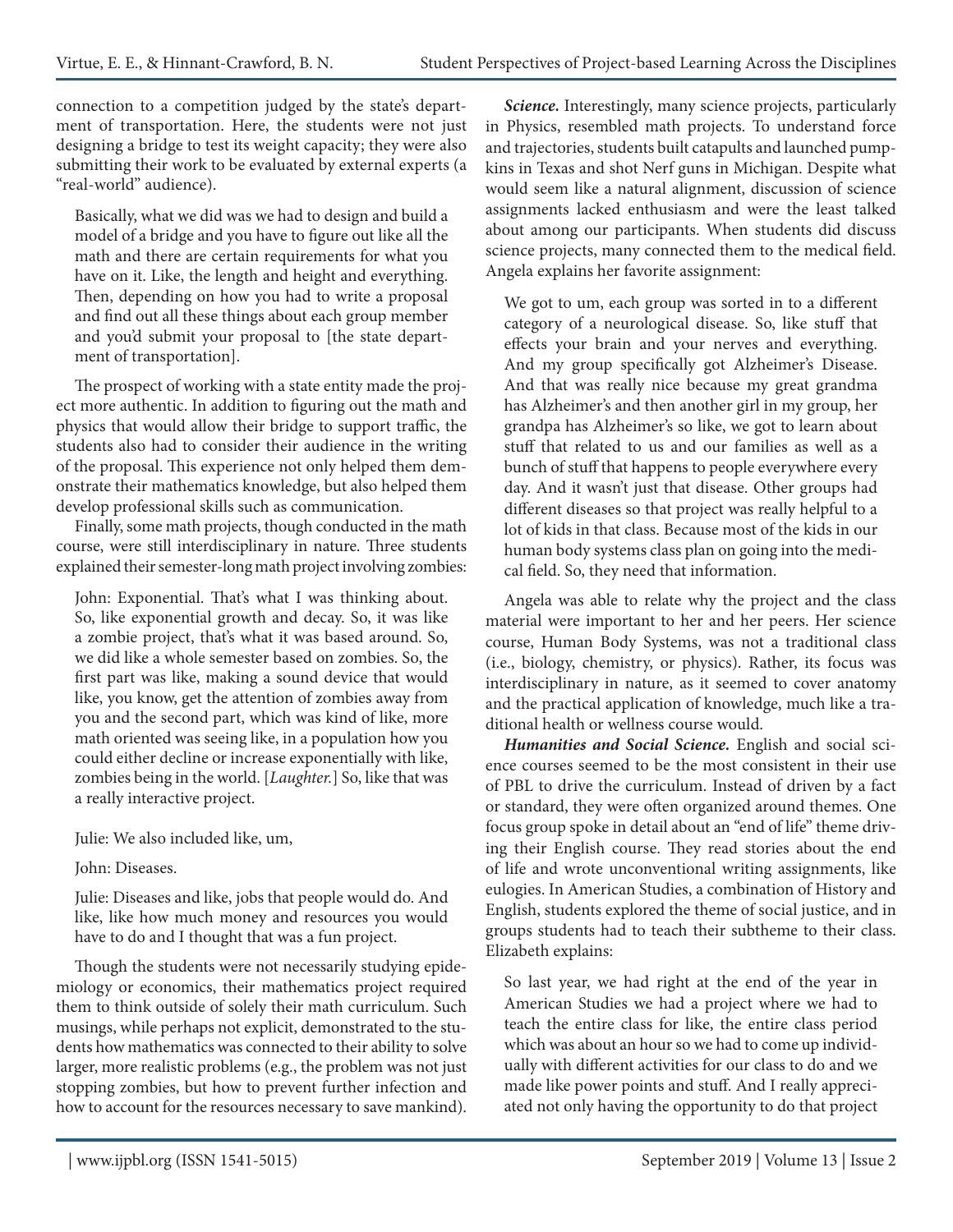connection to a competition judged by the state's department of transportation. Here, the students were not just designing a bridge to test its weight capacity; they were also submitting their work to be evaluated by external experts (a "real-world" audience).

> Basically, what we did was we had to design and build a model of a bridge and you have to figure out like all the math and there are certain requirements for what you have on it. Like, the length and height and everything. Then, depending on how you had to write a proposal and find out all these things about each group member and you'd submit your proposal to [the state department of transportation].

The prospect of working with a state entity made the project more authentic. In addition to figuring out the math and physics that would allow their bridge to support traffic, the students also had to consider their audience in the writing of the proposal. This experience not only helped them demonstrate their mathematics knowledge, but also helped them develop professional skills such as communication.

Finally, some math projects, though conducted in the math course, were still interdisciplinary in nature. Three students explained their semester-long math project involving zombies:

> John: Exponential. That's what I was thinking about. So, like exponential growth and decay. So, it was like a zombie project, that's what it was based around. So, we did like a whole semester based on zombies. So, the first part was like, making a sound device that would like, you know, get the attention of zombies away from you and the second part, which was kind of like, more math oriented was seeing like, in a population how you could either decline or increase exponentially with like, zombies being in the world. [*Laughter.*] So, like that was a really interactive project.
>
> Julie: We also included like, um,
>
> John: Diseases.
>
> Julie: Diseases and like, jobs that people would do. And like, like how much money and resources you would have to do and I thought that was a fun project.

Though the students were not necessarily studying epidemiology or economics, their mathematics project required them to think outside of solely their math curriculum. Such musings, while perhaps not explicit, demonstrated to the students how mathematics was connected to their ability to solve larger, more realistic problems (e.g., the problem was not just stopping zombies, but how to prevent further infection and how to account for the resources necessary to save mankind).

***Science.*** Interestingly, many science projects, particularly in Physics, resembled math projects. To understand force and trajectories, students built catapults and launched pumpkins in Texas and shot Nerf guns in Michigan. Despite what would seem like a natural alignment, discussion of science assignments lacked enthusiasm and were the least talked about among our participants. When students did discuss science projects, many connected them to the medical field. Angela explains her favorite assignment:

> We got to um, each group was sorted in to a different category of a neurological disease. So, like stuff that effects your brain and your nerves and everything. And my group specifically got Alzheimer's Disease. And that was really nice because my great grandma has Alzheimer's and then another girl in my group, her grandpa has Alzheimer's so like, we got to learn about stuff that related to us and our families as well as a bunch of stuff that happens to people everywhere every day. And it wasn't just that disease. Other groups had different diseases so that project was really helpful to a lot of kids in that class. Because most of the kids in our human body systems class plan on going into the medical field. So, they need that information.

Angela was able to relate why the project and the class material were important to her and her peers. Her science course, Human Body Systems, was not a traditional class (i.e., biology, chemistry, or physics). Rather, its focus was interdisciplinary in nature, as it seemed to cover anatomy and the practical application of knowledge, much like a traditional health or wellness course would.

***Humanities and Social Science.*** English and social science courses seemed to be the most consistent in their use of PBL to drive the curriculum. Instead of driven by a fact or standard, they were often organized around themes. One focus group spoke in detail about an "end of life" theme driving their English course. They read stories about the end of life and wrote unconventional writing assignments, like eulogies. In American Studies, a combination of History and English, students explored the theme of social justice, and in groups students had to teach their subtheme to their class. Elizabeth explains:

> So last year, we had right at the end of the year in American Studies we had a project where we had to teach the entire class for like, the entire class period which was about an hour so we had to come up individually with different activities for our class to do and we made like power points and stuff. And I really appreciated not only having the opportunity to do that project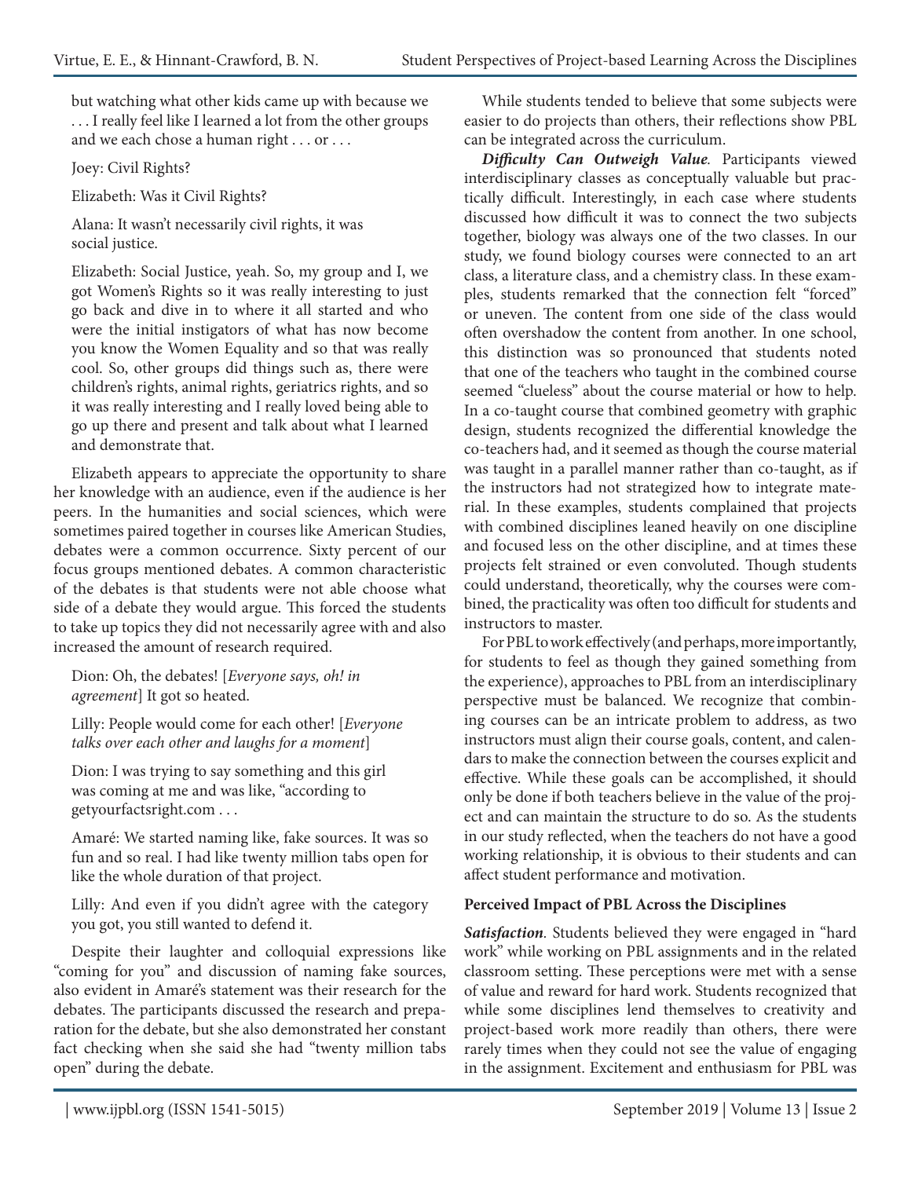but watching what other kids came up with because we . . . I really feel like I learned a lot from the other groups and we each chose a human right . . . or . . .

Joey: Civil Rights?

Elizabeth: Was it Civil Rights?

Alana: It wasn't necessarily civil rights, it was social justice.

Elizabeth: Social Justice, yeah. So, my group and I, we got Women's Rights so it was really interesting to just go back and dive in to where it all started and who were the initial instigators of what has now become you know the Women Equality and so that was really cool. So, other groups did things such as, there were children's rights, animal rights, geriatrics rights, and so it was really interesting and I really loved being able to go up there and present and talk about what I learned and demonstrate that.

Elizabeth appears to appreciate the opportunity to share her knowledge with an audience, even if the audience is her peers. In the humanities and social sciences, which were sometimes paired together in courses like American Studies, debates were a common occurrence. Sixty percent of our focus groups mentioned debates. A common characteristic of the debates is that students were not able choose what side of a debate they would argue. This forced the students to take up topics they did not necessarily agree with and also increased the amount of research required.

Dion: Oh, the debates! [*Everyone says, oh! in agreement*] It got so heated.

Lilly: People would come for each other! [*Everyone talks over each other and laughs for a moment*]

Dion: I was trying to say something and this girl was coming at me and was like, "according to getyourfactsright.com . . .

Amaré: We started naming like, fake sources. It was so fun and so real. I had like twenty million tabs open for like the whole duration of that project.

Lilly: And even if you didn't agree with the category you got, you still wanted to defend it.

Despite their laughter and colloquial expressions like "coming for you" and discussion of naming fake sources, also evident in Amaré's statement was their research for the debates. The participants discussed the research and preparation for the debate, but she also demonstrated her constant fact checking when she said she had "twenty million tabs open" during the debate.

While students tended to believe that some subjects were easier to do projects than others, their reflections show PBL can be integrated across the curriculum.

***Difficulty Can Outweigh Value.*** Participants viewed interdisciplinary classes as conceptually valuable but practically difficult. Interestingly, in each case where students discussed how difficult it was to connect the two subjects together, biology was always one of the two classes. In our study, we found biology courses were connected to an art class, a literature class, and a chemistry class. In these examples, students remarked that the connection felt "forced" or uneven. The content from one side of the class would often overshadow the content from another. In one school, this distinction was so pronounced that students noted that one of the teachers who taught in the combined course seemed "clueless" about the course material or how to help. In a co-taught course that combined geometry with graphic design, students recognized the differential knowledge the co-teachers had, and it seemed as though the course material was taught in a parallel manner rather than co-taught, as if the instructors had not strategized how to integrate material. In these examples, students complained that projects with combined disciplines leaned heavily on one discipline and focused less on the other discipline, and at times these projects felt strained or even convoluted. Though students could understand, theoretically, why the courses were combined, the practicality was often too difficult for students and instructors to master.

For PBL to work effectively (and perhaps, more importantly, for students to feel as though they gained something from the experience), approaches to PBL from an interdisciplinary perspective must be balanced. We recognize that combining courses can be an intricate problem to address, as two instructors must align their course goals, content, and calendars to make the connection between the courses explicit and effective. While these goals can be accomplished, it should only be done if both teachers believe in the value of the project and can maintain the structure to do so. As the students in our study reflected, when the teachers do not have a good working relationship, it is obvious to their students and can affect student performance and motivation.

**Perceived Impact of PBL Across the Disciplines**

***Satisfaction.*** Students believed they were engaged in "hard work" while working on PBL assignments and in the related classroom setting. These perceptions were met with a sense of value and reward for hard work. Students recognized that while some disciplines lend themselves to creativity and project-based work more readily than others, there were rarely times when they could not see the value of engaging in the assignment. Excitement and enthusiasm for PBL was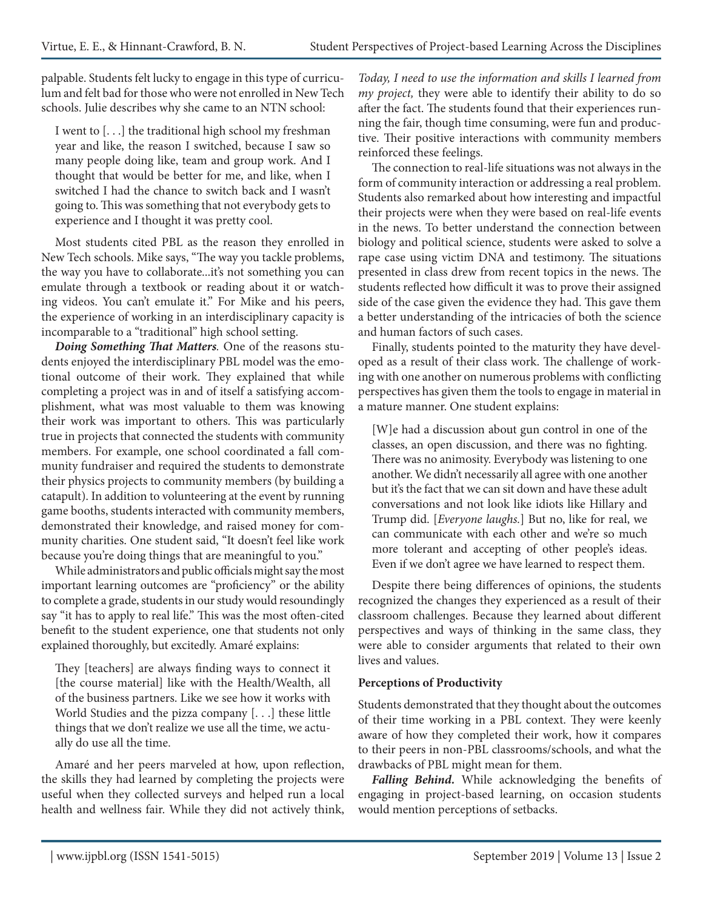palpable. Students felt lucky to engage in this type of curriculum and felt bad for those who were not enrolled in New Tech schools. Julie describes why she came to an NTN school:

> I went to [. . .] the traditional high school my freshman year and like, the reason I switched, because I saw so many people doing like, team and group work. And I thought that would be better for me, and like, when I switched I had the chance to switch back and I wasn't going to. This was something that not everybody gets to experience and I thought it was pretty cool.

Most students cited PBL as the reason they enrolled in New Tech schools. Mike says, "The way you tackle problems, the way you have to collaborate...it's not something you can emulate through a textbook or reading about it or watching videos. You can't emulate it." For Mike and his peers, the experience of working in an interdisciplinary capacity is incomparable to a "traditional" high school setting.

***Doing Something That Matters.*** One of the reasons students enjoyed the interdisciplinary PBL model was the emotional outcome of their work. They explained that while completing a project was in and of itself a satisfying accomplishment, what was most valuable to them was knowing their work was important to others. This was particularly true in projects that connected the students with community members. For example, one school coordinated a fall community fundraiser and required the students to demonstrate their physics projects to community members (by building a catapult). In addition to volunteering at the event by running game booths, students interacted with community members, demonstrated their knowledge, and raised money for community charities. One student said, "It doesn't feel like work because you're doing things that are meaningful to you."

While administrators and public officials might say the most important learning outcomes are "proficiency" or the ability to complete a grade, students in our study would resoundingly say "it has to apply to real life." This was the most often-cited benefit to the student experience, one that students not only explained thoroughly, but excitedly. Amaré explains:

> They [teachers] are always finding ways to connect it [the course material] like with the Health/Wealth, all of the business partners. Like we see how it works with World Studies and the pizza company [. . .] these little things that we don't realize we use all the time, we actually do use all the time.

Amaré and her peers marveled at how, upon reflection, the skills they had learned by completing the projects were useful when they collected surveys and helped run a local health and wellness fair. While they did not actively think, *Today, I need to use the information and skills I learned from my project,* they were able to identify their ability to do so after the fact. The students found that their experiences running the fair, though time consuming, were fun and productive. Their positive interactions with community members reinforced these feelings.

The connection to real-life situations was not always in the form of community interaction or addressing a real problem. Students also remarked about how interesting and impactful their projects were when they were based on real-life events in the news. To better understand the connection between biology and political science, students were asked to solve a rape case using victim DNA and testimony. The situations presented in class drew from recent topics in the news. The students reflected how difficult it was to prove their assigned side of the case given the evidence they had. This gave them a better understanding of the intricacies of both the science and human factors of such cases.

Finally, students pointed to the maturity they have developed as a result of their class work. The challenge of working with one another on numerous problems with conflicting perspectives has given them the tools to engage in material in a mature manner. One student explains:

> [W]e had a discussion about gun control in one of the classes, an open discussion, and there was no fighting. There was no animosity. Everybody was listening to one another. We didn't necessarily all agree with one another but it's the fact that we can sit down and have these adult conversations and not look like idiots like Hillary and Trump did. [*Everyone laughs.*] But no, like for real, we can communicate with each other and we're so much more tolerant and accepting of other people's ideas. Even if we don't agree we have learned to respect them.

Despite there being differences of opinions, the students recognized the changes they experienced as a result of their classroom challenges. Because they learned about different perspectives and ways of thinking in the same class, they were able to consider arguments that related to their own lives and values.

**Perceptions of Productivity**

Students demonstrated that they thought about the outcomes of their time working in a PBL context. They were keenly aware of how they completed their work, how it compares to their peers in non-PBL classrooms/schools, and what the drawbacks of PBL might mean for them.

***Falling Behind.*** While acknowledging the benefits of engaging in project-based learning, on occasion students would mention perceptions of setbacks.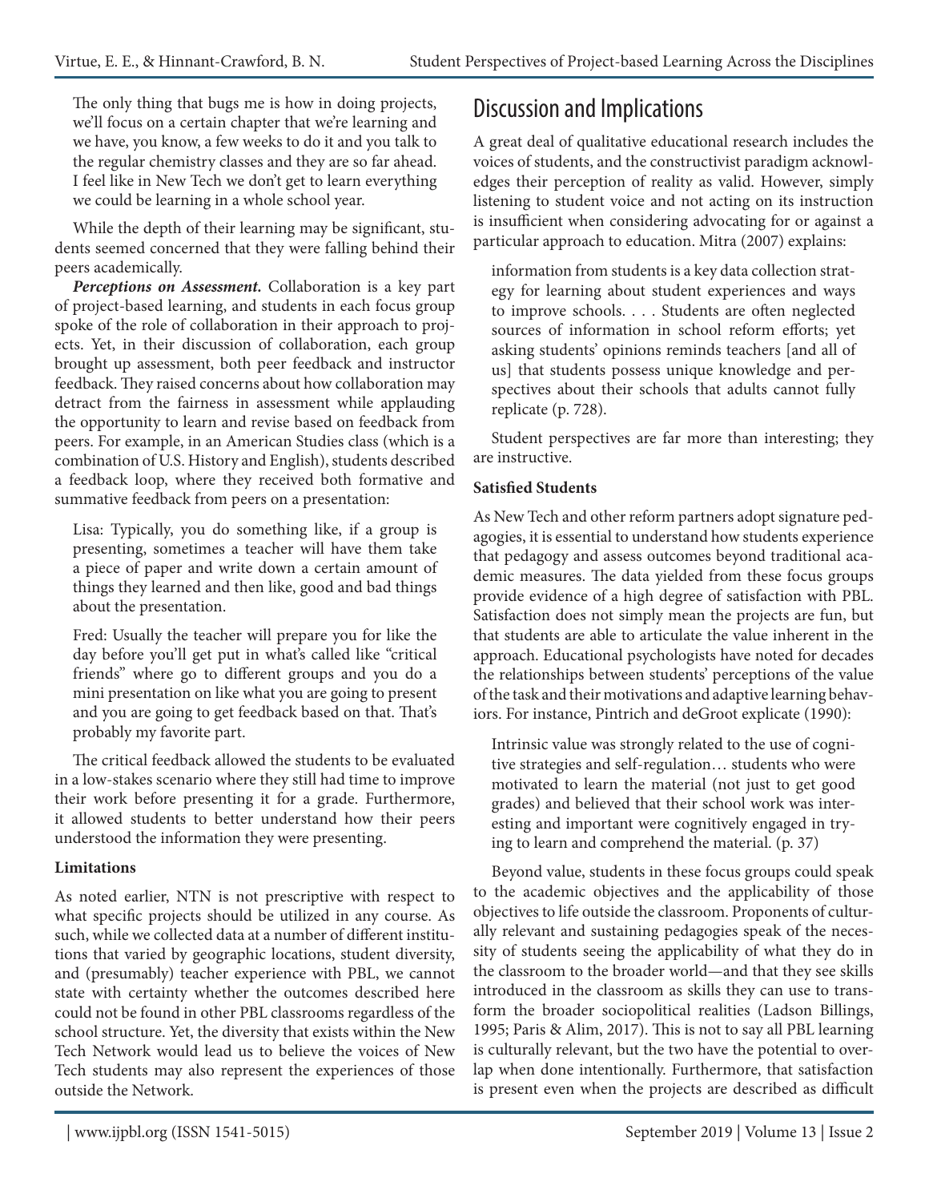The only thing that bugs me is how in doing projects, we'll focus on a certain chapter that we're learning and we have, you know, a few weeks to do it and you talk to the regular chemistry classes and they are so far ahead. I feel like in New Tech we don't get to learn everything we could be learning in a whole school year.

While the depth of their learning may be significant, students seemed concerned that they were falling behind their peers academically.

***Perceptions on Assessment.*** Collaboration is a key part of project-based learning, and students in each focus group spoke of the role of collaboration in their approach to projects. Yet, in their discussion of collaboration, each group brought up assessment, both peer feedback and instructor feedback. They raised concerns about how collaboration may detract from the fairness in assessment while applauding the opportunity to learn and revise based on feedback from peers. For example, in an American Studies class (which is a combination of U.S. History and English), students described a feedback loop, where they received both formative and summative feedback from peers on a presentation:

> Lisa: Typically, you do something like, if a group is presenting, sometimes a teacher will have them take a piece of paper and write down a certain amount of things they learned and then like, good and bad things about the presentation.
>
> Fred: Usually the teacher will prepare you for like the day before you'll get put in what's called like "critical friends" where go to different groups and you do a mini presentation on like what you are going to present and you are going to get feedback based on that. That's probably my favorite part.

The critical feedback allowed the students to be evaluated in a low-stakes scenario where they still had time to improve their work before presenting it for a grade. Furthermore, it allowed students to better understand how their peers understood the information they were presenting.

**Limitations**

As noted earlier, NTN is not prescriptive with respect to what specific projects should be utilized in any course. As such, while we collected data at a number of different institutions that varied by geographic locations, student diversity, and (presumably) teacher experience with PBL, we cannot state with certainty whether the outcomes described here could not be found in other PBL classrooms regardless of the school structure. Yet, the diversity that exists within the New Tech Network would lead us to believe the voices of New Tech students may also represent the experiences of those outside the Network.

## Discussion and Implications

A great deal of qualitative educational research includes the voices of students, and the constructivist paradigm acknowledges their perception of reality as valid. However, simply listening to student voice and not acting on its instruction is insufficient when considering advocating for or against a particular approach to education. Mitra (2007) explains:

> information from students is a key data collection strategy for learning about student experiences and ways to improve schools. . . . Students are often neglected sources of information in school reform efforts; yet asking students' opinions reminds teachers [and all of us] that students possess unique knowledge and perspectives about their schools that adults cannot fully replicate (p. 728).

Student perspectives are far more than interesting; they are instructive.

**Satisfied Students**

As New Tech and other reform partners adopt signature pedagogies, it is essential to understand how students experience that pedagogy and assess outcomes beyond traditional academic measures. The data yielded from these focus groups provide evidence of a high degree of satisfaction with PBL. Satisfaction does not simply mean the projects are fun, but that students are able to articulate the value inherent in the approach. Educational psychologists have noted for decades the relationships between students' perceptions of the value of the task and their motivations and adaptive learning behaviors. For instance, Pintrich and deGroot explicate (1990):

> Intrinsic value was strongly related to the use of cognitive strategies and self-regulation… students who were motivated to learn the material (not just to get good grades) and believed that their school work was interesting and important were cognitively engaged in trying to learn and comprehend the material. (p. 37)

Beyond value, students in these focus groups could speak to the academic objectives and the applicability of those objectives to life outside the classroom. Proponents of culturally relevant and sustaining pedagogies speak of the necessity of students seeing the applicability of what they do in the classroom to the broader world—and that they see skills introduced in the classroom as skills they can use to transform the broader sociopolitical realities (Ladson Billings, 1995; Paris & Alim, 2017). This is not to say all PBL learning is culturally relevant, but the two have the potential to overlap when done intentionally. Furthermore, that satisfaction is present even when the projects are described as difficult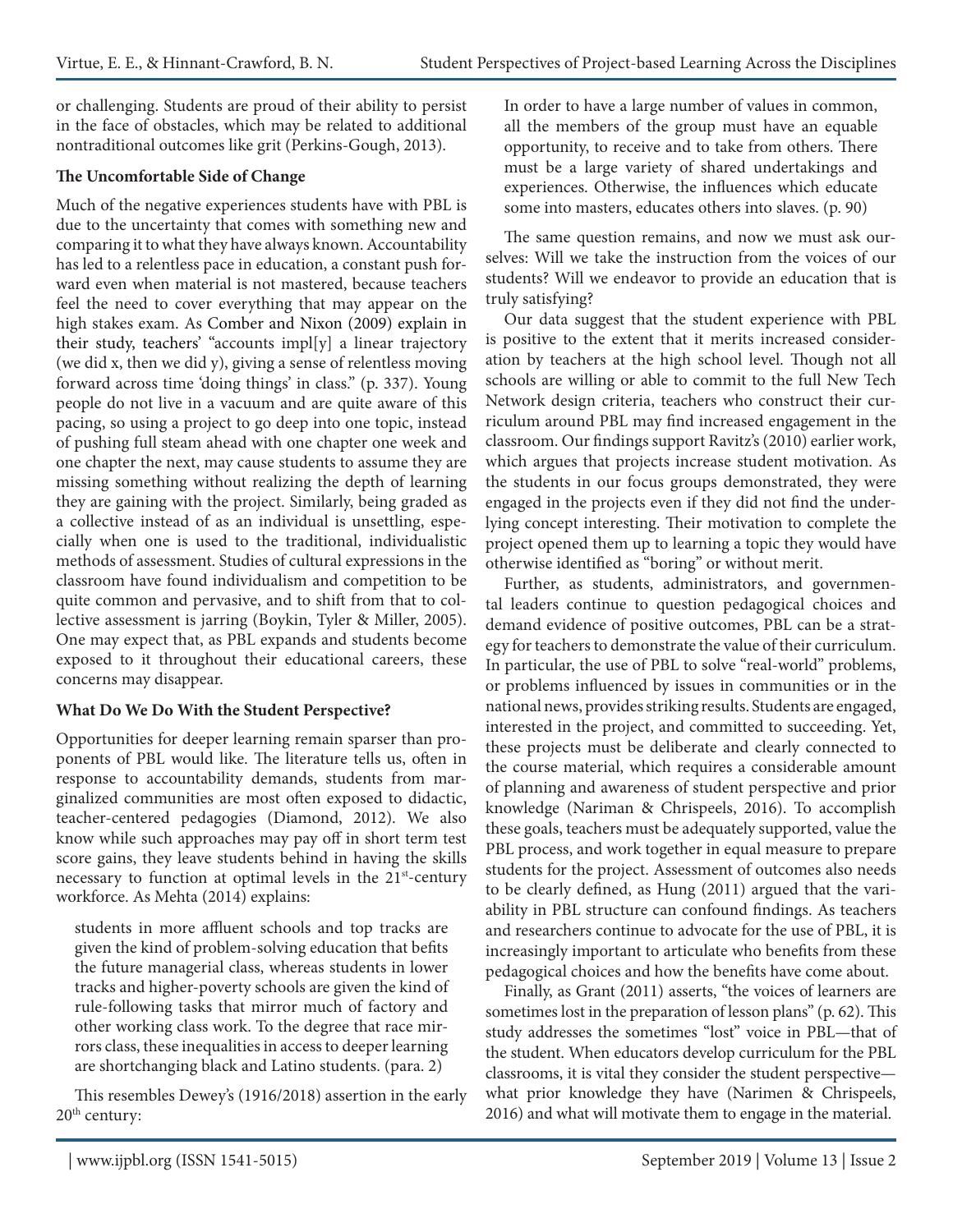or challenging. Students are proud of their ability to persist in the face of obstacles, which may be related to additional nontraditional outcomes like grit (Perkins-Gough, 2013).

**The Uncomfortable Side of Change**

Much of the negative experiences students have with PBL is due to the uncertainty that comes with something new and comparing it to what they have always known. Accountability has led to a relentless pace in education, a constant push forward even when material is not mastered, because teachers feel the need to cover everything that may appear on the high stakes exam. As Comber and Nixon (2009) explain in their study, teachers' "accounts impl[y] a linear trajectory (we did x, then we did y), giving a sense of relentless moving forward across time 'doing things' in class." (p. 337). Young people do not live in a vacuum and are quite aware of this pacing, so using a project to go deep into one topic, instead of pushing full steam ahead with one chapter one week and one chapter the next, may cause students to assume they are missing something without realizing the depth of learning they are gaining with the project. Similarly, being graded as a collective instead of as an individual is unsettling, especially when one is used to the traditional, individualistic methods of assessment. Studies of cultural expressions in the classroom have found individualism and competition to be quite common and pervasive, and to shift from that to collective assessment is jarring (Boykin, Tyler & Miller, 2005). One may expect that, as PBL expands and students become exposed to it throughout their educational careers, these concerns may disappear.

**What Do We Do With the Student Perspective?**

Opportunities for deeper learning remain sparser than proponents of PBL would like. The literature tells us, often in response to accountability demands, students from marginalized communities are most often exposed to didactic, teacher-centered pedagogies (Diamond, 2012). We also know while such approaches may pay off in short term test score gains, they leave students behind in having the skills necessary to function at optimal levels in the 21st-century workforce. As Mehta (2014) explains:

> students in more affluent schools and top tracks are given the kind of problem-solving education that befits the future managerial class, whereas students in lower tracks and higher-poverty schools are given the kind of rule-following tasks that mirror much of factory and other working class work. To the degree that race mirrors class, these inequalities in access to deeper learning are shortchanging black and Latino students. (para. 2)

This resembles Dewey's (1916/2018) assertion in the early 20th century:

> In order to have a large number of values in common, all the members of the group must have an equable opportunity, to receive and to take from others. There must be a large variety of shared undertakings and experiences. Otherwise, the influences which educate some into masters, educates others into slaves. (p. 90)

The same question remains, and now we must ask ourselves: Will we take the instruction from the voices of our students? Will we endeavor to provide an education that is truly satisfying?

Our data suggest that the student experience with PBL is positive to the extent that it merits increased consideration by teachers at the high school level. Though not all schools are willing or able to commit to the full New Tech Network design criteria, teachers who construct their curriculum around PBL may find increased engagement in the classroom. Our findings support Ravitz's (2010) earlier work, which argues that projects increase student motivation. As the students in our focus groups demonstrated, they were engaged in the projects even if they did not find the underlying concept interesting. Their motivation to complete the project opened them up to learning a topic they would have otherwise identified as "boring" or without merit.

Further, as students, administrators, and governmental leaders continue to question pedagogical choices and demand evidence of positive outcomes, PBL can be a strategy for teachers to demonstrate the value of their curriculum. In particular, the use of PBL to solve "real-world" problems, or problems influenced by issues in communities or in the national news, provides striking results. Students are engaged, interested in the project, and committed to succeeding. Yet, these projects must be deliberate and clearly connected to the course material, which requires a considerable amount of planning and awareness of student perspective and prior knowledge (Nariman & Chrispeels, 2016). To accomplish these goals, teachers must be adequately supported, value the PBL process, and work together in equal measure to prepare students for the project. Assessment of outcomes also needs to be clearly defined, as Hung (2011) argued that the variability in PBL structure can confound findings. As teachers and researchers continue to advocate for the use of PBL, it is increasingly important to articulate who benefits from these pedagogical choices and how the benefits have come about.

Finally, as Grant (2011) asserts, "the voices of learners are sometimes lost in the preparation of lesson plans" (p. 62). This study addresses the sometimes "lost" voice in PBL—that of the student. When educators develop curriculum for the PBL classrooms, it is vital they consider the student perspective—what prior knowledge they have (Narimen & Chrispeels, 2016) and what will motivate them to engage in the material.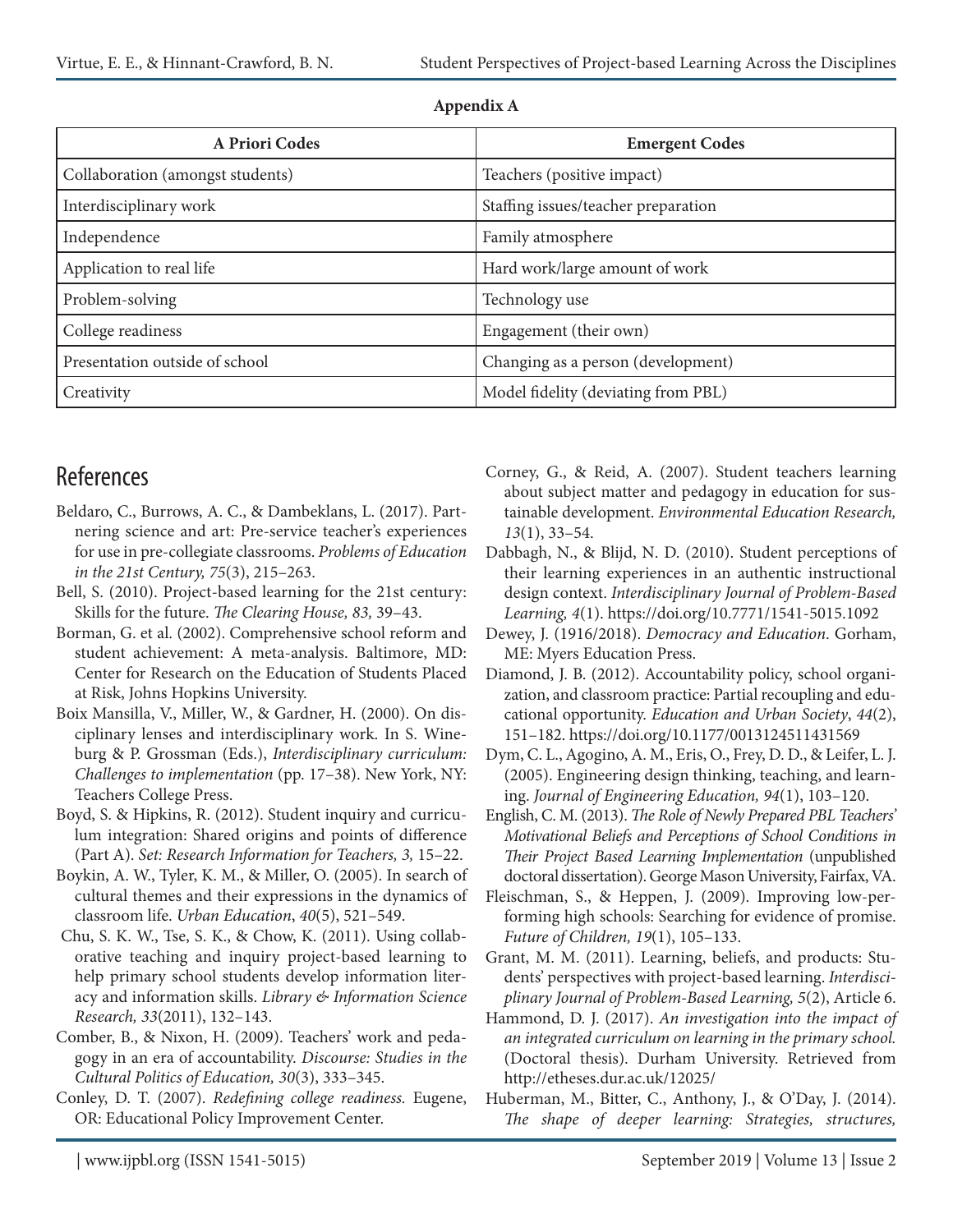**Appendix A**

| A Priori Codes | Emergent Codes |
|---|---|
| Collaboration (amongst students) | Teachers (positive impact) |
| Interdisciplinary work | Staffing issues/teacher preparation |
| Independence | Family atmosphere |
| Application to real life | Hard work/large amount of work |
| Problem-solving | Technology use |
| College readiness | Engagement (their own) |
| Presentation outside of school | Changing as a person (development) |
| Creativity | Model fidelity (deviating from PBL) |

## References

Beldaro, C., Burrows, A. C., & Dambeklans, L. (2017). Partnering science and art: Pre-service teacher's experiences for use in pre-collegiate classrooms. *Problems of Education in the 21st Century, 75*(3), 215–263.

Bell, S. (2010). Project-based learning for the 21st century: Skills for the future. *The Clearing House, 83,* 39–43.

Borman, G. et al. (2002). Comprehensive school reform and student achievement: A meta-analysis. Baltimore, MD: Center for Research on the Education of Students Placed at Risk, Johns Hopkins University.

Boix Mansilla, V., Miller, W., & Gardner, H. (2000). On disciplinary lenses and interdisciplinary work. In S. Wineburg & P. Grossman (Eds.), *Interdisciplinary curriculum: Challenges to implementation* (pp. 17–38). New York, NY: Teachers College Press.

Boyd, S. & Hipkins, R. (2012). Student inquiry and curriculum integration: Shared origins and points of difference (Part A). *Set: Research Information for Teachers, 3,* 15–22.

Boykin, A. W., Tyler, K. M., & Miller, O. (2005). In search of cultural themes and their expressions in the dynamics of classroom life. *Urban Education*, *40*(5), 521–549.

Chu, S. K. W., Tse, S. K., & Chow, K. (2011). Using collaborative teaching and inquiry project-based learning to help primary school students develop information literacy and information skills. *Library & Information Science Research, 33*(2011), 132–143.

Comber, B., & Nixon, H. (2009). Teachers' work and pedagogy in an era of accountability. *Discourse: Studies in the Cultural Politics of Education, 30*(3), 333–345.

Conley, D. T. (2007). *Redefining college readiness.* Eugene, OR: Educational Policy Improvement Center.

Corney, G., & Reid, A. (2007). Student teachers learning about subject matter and pedagogy in education for sustainable development. *Environmental Education Research, 13*(1), 33–54.

Dabbagh, N., & Blijd, N. D. (2010). Student perceptions of their learning experiences in an authentic instructional design context. *Interdisciplinary Journal of Problem-Based Learning, 4*(1). https://doi.org/10.7771/1541-5015.1092

Dewey, J. (1916/2018). *Democracy and Education*. Gorham, ME: Myers Education Press.

Diamond, J. B. (2012). Accountability policy, school organization, and classroom practice: Partial recoupling and educational opportunity. *Education and Urban Society*, *44*(2), 151–182. https://doi.org/10.1177/0013124511431569

Dym, C. L., Agogino, A. M., Eris, O., Frey, D. D., & Leifer, L. J. (2005). Engineering design thinking, teaching, and learning. *Journal of Engineering Education, 94*(1), 103–120.

English, C. M. (2013). *The Role of Newly Prepared PBL Teachers' Motivational Beliefs and Perceptions of School Conditions in Their Project Based Learning Implementation* (unpublished doctoral dissertation). George Mason University, Fairfax, VA.

Fleischman, S., & Heppen, J. (2009). Improving low-performing high schools: Searching for evidence of promise. *Future of Children, 19*(1), 105–133.

Grant, M. M. (2011). Learning, beliefs, and products: Students' perspectives with project-based learning. *Interdisciplinary Journal of Problem-Based Learning, 5*(2), Article 6.

Hammond, D. J. (2017). *An investigation into the impact of an integrated curriculum on learning in the primary school.* (Doctoral thesis). Durham University. Retrieved from http://etheses.dur.ac.uk/12025/

Huberman, M., Bitter, C., Anthony, J., & O'Day, J. (2014). *The shape of deeper learning: Strategies, structures,*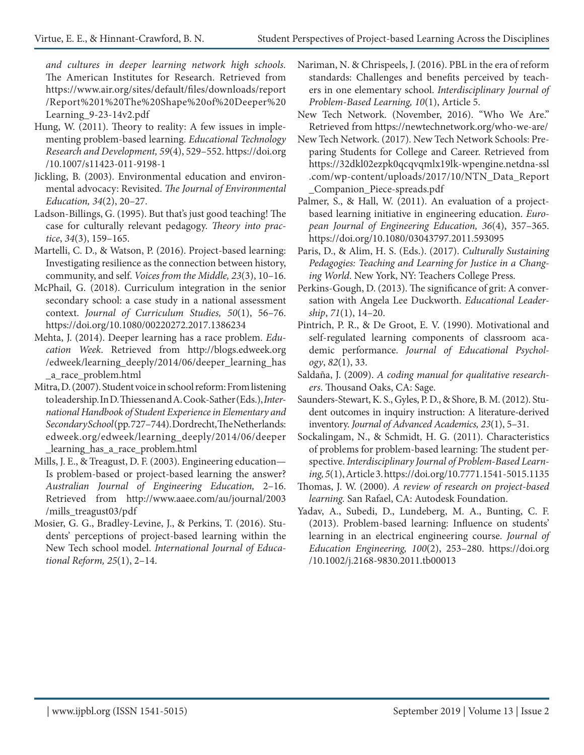*and cultures in deeper learning network high schools.* The American Institutes for Research. Retrieved from https://www.air.org/sites/default/files/downloads/report/Report%201%20The%20Shape%20of%20Deeper%20Learning_9-23-14v2.pdf

Hung, W. (2011). Theory to reality: A few issues in implementing problem-based learning. *Educational Technology Research and Development, 59*(4), 529–552. https://doi.org/10.1007/s11423-011-9198-1

Jickling, B. (2003). Environmental education and environmental advocacy: Revisited. *The Journal of Environmental Education, 34*(2), 20–27.

Ladson-Billings, G. (1995). But that's just good teaching! The case for culturally relevant pedagogy. *Theory into practice*, *34*(3), 159–165.

Martelli, C. D., & Watson, P. (2016). Project-based learning: Investigating resilience as the connection between history, community, and self. *Voices from the Middle, 23*(3), 10–16.

McPhail, G. (2018). Curriculum integration in the senior secondary school: a case study in a national assessment context. *Journal of Curriculum Studies, 50*(1), 56–76. https://doi.org/10.1080/00220272.2017.1386234

Mehta, J. (2014). Deeper learning has a race problem. *Education Week*. Retrieved from http://blogs.edweek.org/edweek/learning_deeply/2014/06/deeper_learning_has_a_race_problem.html

Mitra, D. (2007). Student voice in school reform: From listening to leadership. In D. Thiessen and A. Cook-Sather (Eds.), *International Handbook of Student Experience in Elementary and Secondary School* (pp. 727–744). Dordrecht, The Netherlands: edweek.org/edweek/learning_deeply/2014/06/deeper_learning_has_a_race_problem.html

Mills, J. E., & Treagust, D. F. (2003). Engineering education—Is problem-based or project-based learning the answer? *Australian Journal of Engineering Education,* 2–16. Retrieved from http://www.aaee.com/au/journal/2003/mills_treagust03/pdf

Mosier, G. G., Bradley-Levine, J., & Perkins, T. (2016). Students' perceptions of project-based learning within the New Tech school model. *International Journal of Educational Reform, 25*(1), 2–14.

Nariman, N. & Chrispeels, J. (2016). PBL in the era of reform standards: Challenges and benefits perceived by teachers in one elementary school. *Interdisciplinary Journal of Problem-Based Learning, 10*(1), Article 5.

New Tech Network. (November, 2016). "Who We Are." Retrieved from https://newtechnetwork.org/who-we-are/

New Tech Network. (2017). New Tech Network Schools: Preparing Students for College and Career. Retrieved from https://32dkl02ezpk0qcqvqmlx19lk-wpengine.netdna-ssl.com/wp-content/uploads/2017/10/NTN_Data_Report_Companion_Piece-spreads.pdf

Palmer, S., & Hall, W. (2011). An evaluation of a project-based learning initiative in engineering education. *European Journal of Engineering Education, 36*(4), 357–365. https://doi.org/10.1080/03043797.2011.593095

Paris, D., & Alim, H. S. (Eds.). (2017). *Culturally Sustaining Pedagogies: Teaching and Learning for Justice in a Changing World*. New York, NY: Teachers College Press.

Perkins-Gough, D. (2013). The significance of grit: A conversation with Angela Lee Duckworth. *Educational Leadership*, *71*(1), 14–20.

Pintrich, P. R., & De Groot, E. V. (1990). Motivational and self-regulated learning components of classroom academic performance. *Journal of Educational Psychology*, *82*(1), 33.

Saldaña, J. (2009). *A coding manual for qualitative researchers*. Thousand Oaks, CA: Sage.

Saunders-Stewart, K. S., Gyles, P. D., & Shore, B. M. (2012). Student outcomes in inquiry instruction: A literature-derived inventory. *Journal of Advanced Academics, 23*(1), 5–31.

Sockalingam, N., & Schmidt, H. G. (2011). Characteristics of problems for problem-based learning: The student perspective. *Interdisciplinary Journal of Problem-Based Learning, 5*(1), Article 3. https://doi.org/10.7771.1541-5015.1135

Thomas, J. W. (2000). *A review of research on project-based learning.* San Rafael, CA: Autodesk Foundation.

Yadav, A., Subedi, D., Lundeberg, M. A., Bunting, C. F. (2013). Problem-based learning: Influence on students' learning in an electrical engineering course. *Journal of Education Engineering, 100*(2), 253–280. https://doi.org/10.1002/j.2168-9830.2011.tb00013